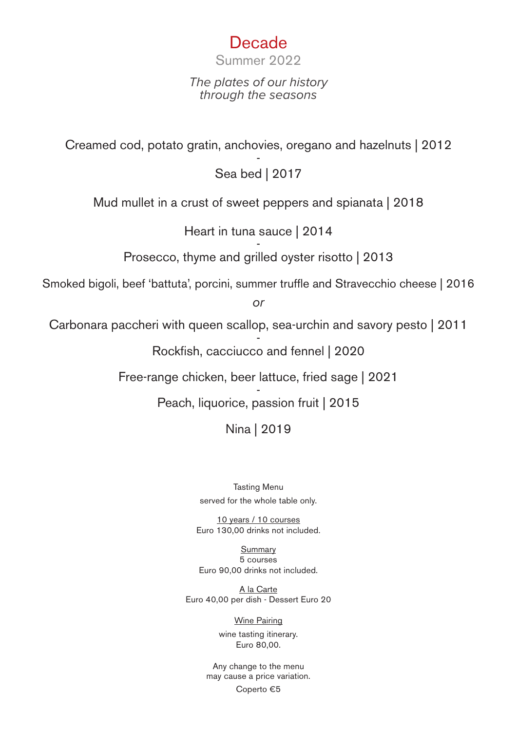# Decade

## Summer 2022

*The plates of our history*
*through the seasons*

Creamed cod, potato gratin, anchovies, oregano and hazelnuts | 2012

-

Sea bed | 2017

Mud mullet in a crust of sweet peppers and spianata | 2018

Heart in tuna sauce | 2014

-

Prosecco, thyme and grilled oyster risotto | 2013

Smoked bigoli, beef 'battuta', porcini, summer truffle and Stravecchio cheese | 2016

*or*

Carbonara paccheri with queen scallop, sea-urchin and savory pesto | 2011

-

Rockfish, cacciucco and fennel | 2020

Free-range chicken, beer lattuce, fried sage | 2021

-

Peach, liquorice, passion fruit | 2015

Nina | 2019

Tasting Menu
served for the whole table only.

10 years / 10 courses
Euro 130,00 drinks not included.

Summary
5 courses
Euro 90,00 drinks not included.

A la Carte
Euro 40,00 per dish - Dessert Euro 20

Wine Pairing
wine tasting itinerary.
Euro 80,00.

Any change to the menu
may cause a price variation.

Coperto €5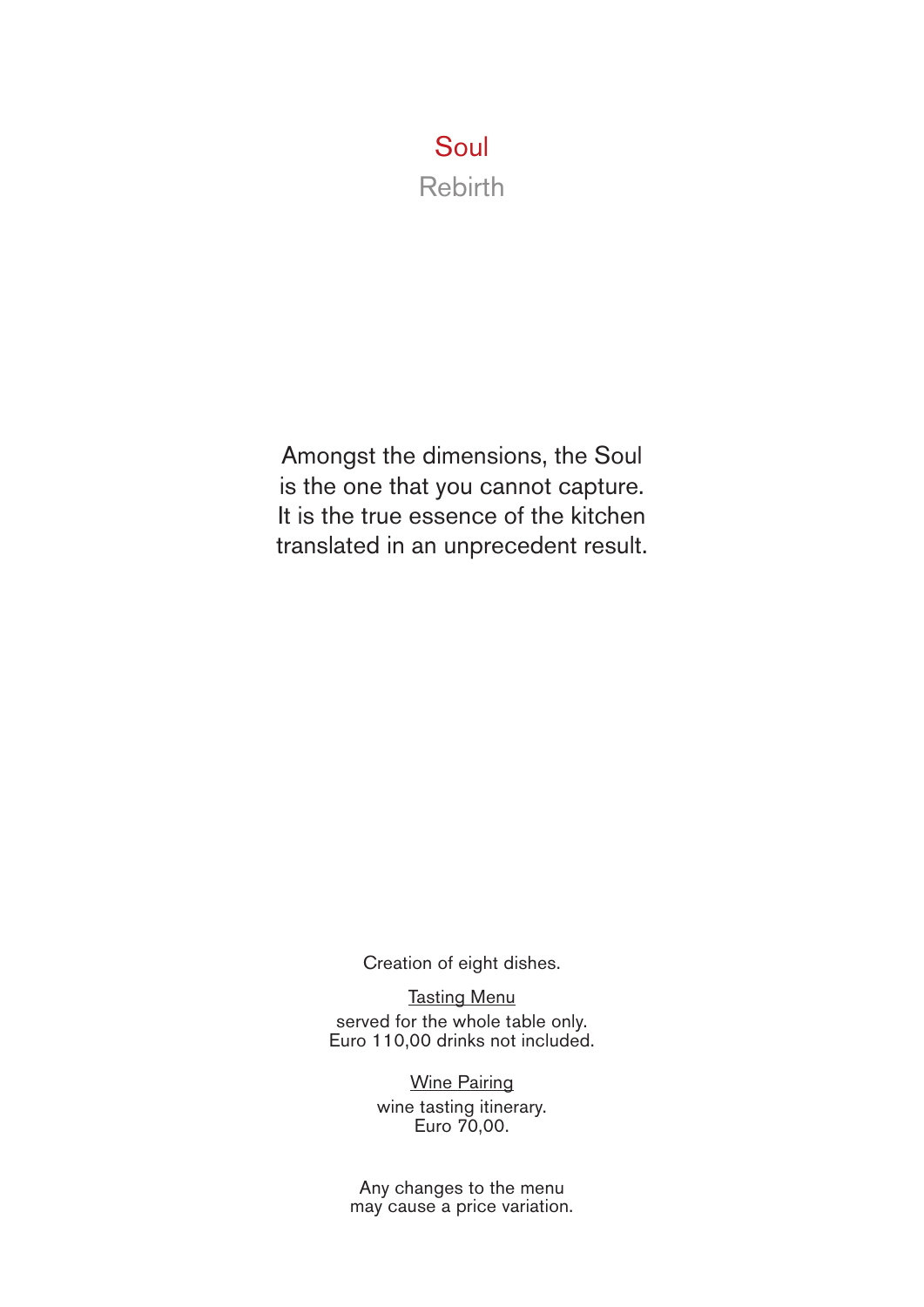# Soul

## Rebirth

Amongst the dimensions, the Soul
is the one that you cannot capture.
It is the true essence of the kitchen
translated in an unprecedent result.

Creation of eight dishes.

Tasting Menu
served for the whole table only.
Euro 110,00 drinks not included.

Wine Pairing
wine tasting itinerary.
Euro 70,00.

Any changes to the menu
may cause a price variation.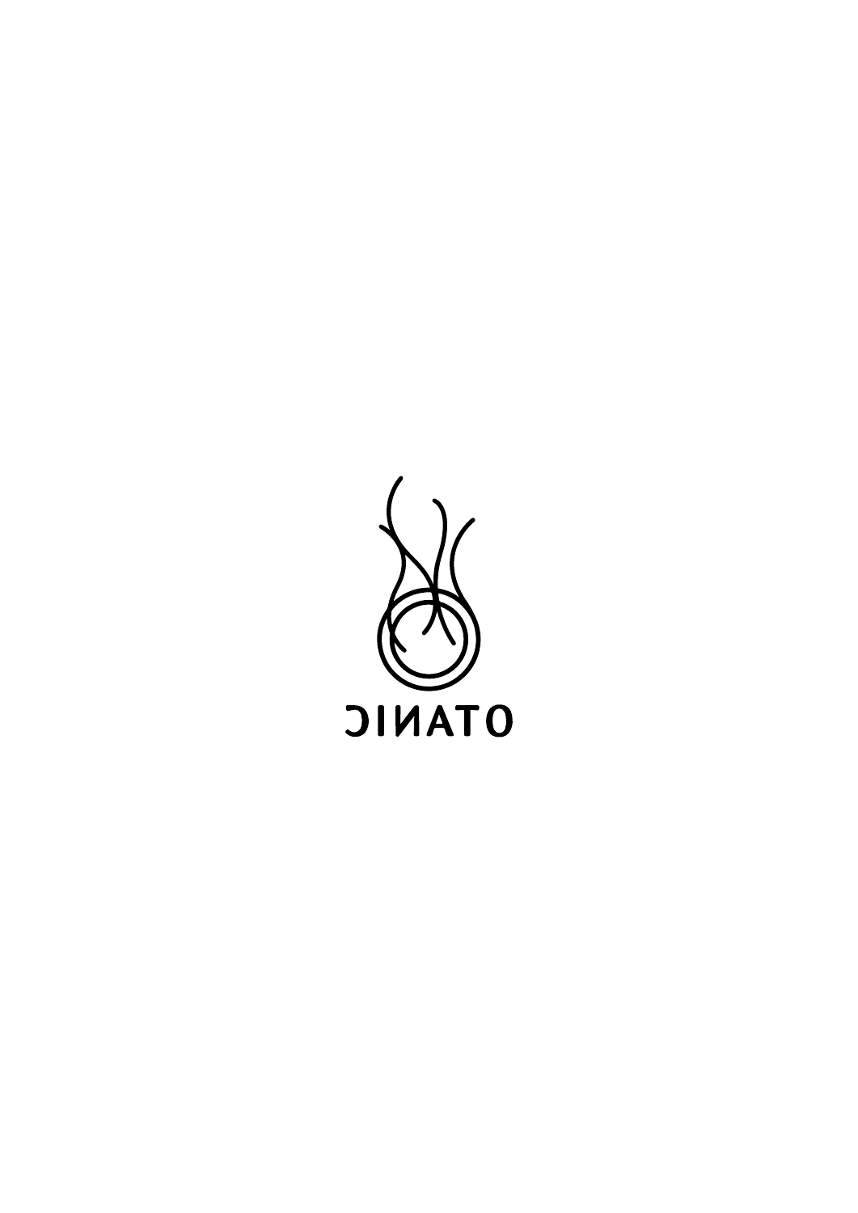OTANIC